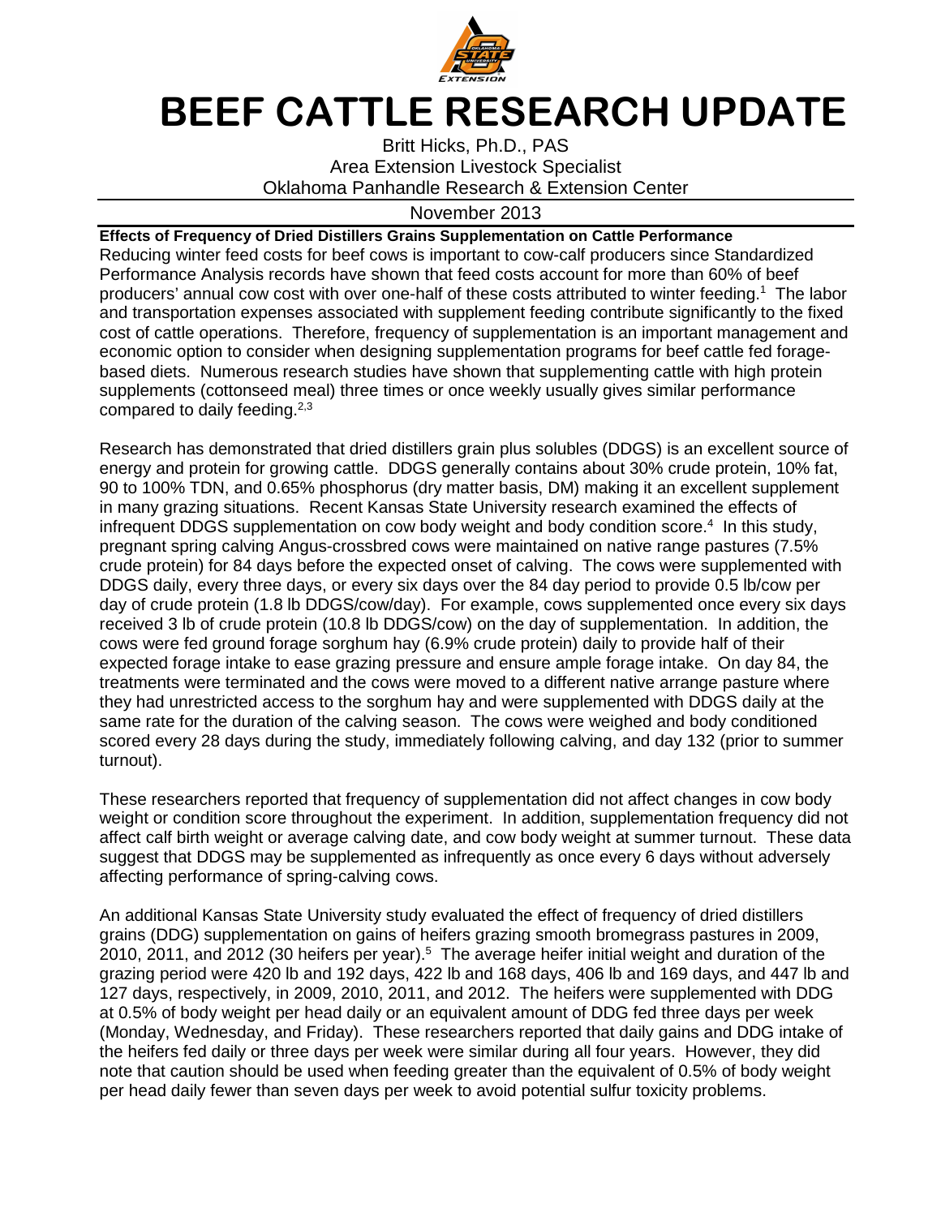# BEEF CATTLE RESEARCH UPDATE

Britt Hicks, Ph.D., PAS
Area Extension Livestock Specialist
Oklahoma Panhandle Research & Extension Center

November 2013

**Effects of Frequency of Dried Distillers Grains Supplementation on Cattle Performance**

Reducing winter feed costs for beef cows is important to cow-calf producers since Standardized Performance Analysis records have shown that feed costs account for more than 60% of beef producers' annual cow cost with over one-half of these costs attributed to winter feeding.[1] The labor and transportation expenses associated with supplement feeding contribute significantly to the fixed cost of cattle operations. Therefore, frequency of supplementation is an important management and economic option to consider when designing supplementation programs for beef cattle fed forage-based diets. Numerous research studies have shown that supplementing cattle with high protein supplements (cottonseed meal) three times or once weekly usually gives similar performance compared to daily feeding.[2,3]

Research has demonstrated that dried distillers grain plus solubles (DDGS) is an excellent source of energy and protein for growing cattle. DDGS generally contains about 30% crude protein, 10% fat, 90 to 100% TDN, and 0.65% phosphorus (dry matter basis, DM) making it an excellent supplement in many grazing situations. Recent Kansas State University research examined the effects of infrequent DDGS supplementation on cow body weight and body condition score.[4] In this study, pregnant spring calving Angus-crossbred cows were maintained on native range pastures (7.5% crude protein) for 84 days before the expected onset of calving. The cows were supplemented with DDGS daily, every three days, or every six days over the 84 day period to provide 0.5 lb/cow per day of crude protein (1.8 lb DDGS/cow/day). For example, cows supplemented once every six days received 3 lb of crude protein (10.8 lb DDGS/cow) on the day of supplementation. In addition, the cows were fed ground forage sorghum hay (6.9% crude protein) daily to provide half of their expected forage intake to ease grazing pressure and ensure ample forage intake. On day 84, the treatments were terminated and the cows were moved to a different native arrange pasture where they had unrestricted access to the sorghum hay and were supplemented with DDGS daily at the same rate for the duration of the calving season. The cows were weighed and body conditioned scored every 28 days during the study, immediately following calving, and day 132 (prior to summer turnout).

These researchers reported that frequency of supplementation did not affect changes in cow body weight or condition score throughout the experiment. In addition, supplementation frequency did not affect calf birth weight or average calving date, and cow body weight at summer turnout. These data suggest that DDGS may be supplemented as infrequently as once every 6 days without adversely affecting performance of spring-calving cows.

An additional Kansas State University study evaluated the effect of frequency of dried distillers grains (DDG) supplementation on gains of heifers grazing smooth bromegrass pastures in 2009, 2010, 2011, and 2012 (30 heifers per year).[5] The average heifer initial weight and duration of the grazing period were 420 lb and 192 days, 422 lb and 168 days, 406 lb and 169 days, and 447 lb and 127 days, respectively, in 2009, 2010, 2011, and 2012. The heifers were supplemented with DDG at 0.5% of body weight per head daily or an equivalent amount of DDG fed three days per week (Monday, Wednesday, and Friday). These researchers reported that daily gains and DDG intake of the heifers fed daily or three days per week were similar during all four years. However, they did note that caution should be used when feeding greater than the equivalent of 0.5% of body weight per head daily fewer than seven days per week to avoid potential sulfur toxicity problems.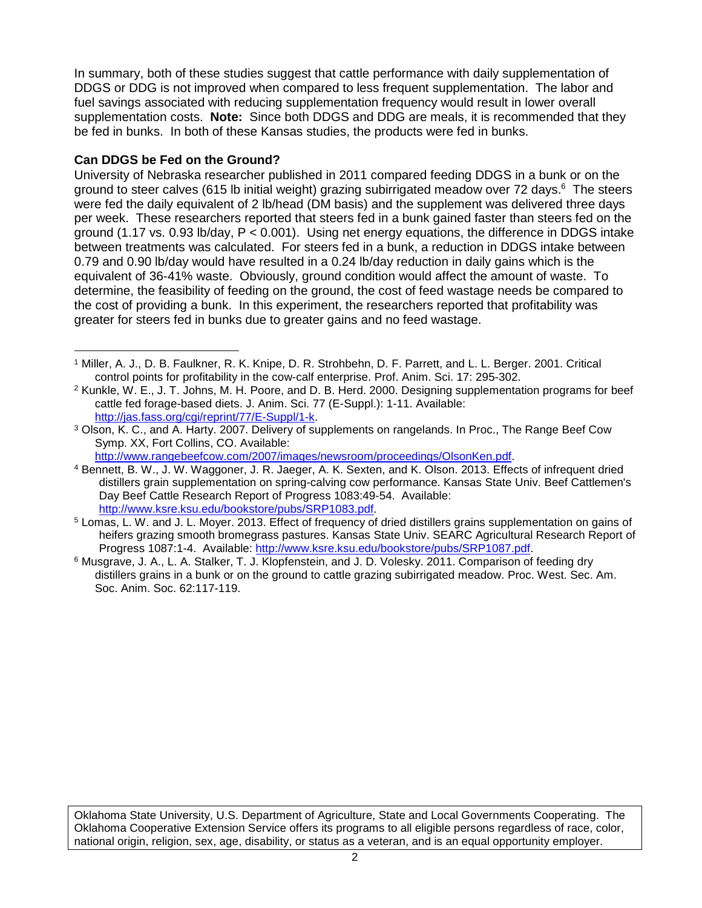In summary, both of these studies suggest that cattle performance with daily supplementation of DDGS or DDG is not improved when compared to less frequent supplementation. The labor and fuel savings associated with reducing supplementation frequency would result in lower overall supplementation costs. **Note:** Since both DDGS and DDG are meals, it is recommended that they be fed in bunks. In both of these Kansas studies, the products were fed in bunks.

**Can DDGS be Fed on the Ground?**

University of Nebraska researcher published in 2011 compared feeding DDGS in a bunk or on the ground to steer calves (615 lb initial weight) grazing subirrigated meadow over 72 days.[6] The steers were fed the daily equivalent of 2 lb/head (DM basis) and the supplement was delivered three days per week. These researchers reported that steers fed in a bunk gained faster than steers fed on the ground (1.17 vs. 0.93 lb/day, $P < 0.001$). Using net energy equations, the difference in DDGS intake between treatments was calculated. For steers fed in a bunk, a reduction in DDGS intake between 0.79 and 0.90 lb/day would have resulted in a 0.24 lb/day reduction in daily gains which is the equivalent of 36-41% waste. Obviously, ground condition would affect the amount of waste. To determine, the feasibility of feeding on the ground, the cost of feed wastage needs be compared to the cost of providing a bunk. In this experiment, the researchers reported that profitability was greater for steers fed in bunks due to greater gains and no feed wastage.

---

[1] Miller, A. J., D. B. Faulkner, R. K. Knipe, D. R. Strohbehn, D. F. Parrett, and L. L. Berger. 2001. Critical control points for profitability in the cow-calf enterprise. Prof. Anim. Sci. 17: 295-302.

[2] Kunkle, W. E., J. T. Johns, M. H. Poore, and D. B. Herd. 2000. Designing supplementation programs for beef cattle fed forage-based diets. J. Anim. Sci. 77 (E-Suppl.): 1-11. Available: http://jas.fass.org/cgi/reprint/77/E-Suppl/1-k.

[3] Olson, K. C., and A. Harty. 2007. Delivery of supplements on rangelands. In Proc., The Range Beef Cow Symp. XX, Fort Collins, CO. Available: http://www.rangebeefcow.com/2007/images/newsroom/proceedings/OlsonKen.pdf.

[4] Bennett, B. W., J. W. Waggoner, J. R. Jaeger, A. K. Sexten, and K. Olson. 2013. Effects of infrequent dried distillers grain supplementation on spring-calving cow performance. Kansas State Univ. Beef Cattlemen's Day Beef Cattle Research Report of Progress 1083:49-54. Available: http://www.ksre.ksu.edu/bookstore/pubs/SRP1083.pdf.

[5] Lomas, L. W. and J. L. Moyer. 2013. Effect of frequency of dried distillers grains supplementation on gains of heifers grazing smooth bromegrass pastures. Kansas State Univ. SEARC Agricultural Research Report of Progress 1087:1-4. Available: http://www.ksre.ksu.edu/bookstore/pubs/SRP1087.pdf.

[6] Musgrave, J. A., L. A. Stalker, T. J. Klopfenstein, and J. D. Volesky. 2011. Comparison of feeding dry distillers grains in a bunk or on the ground to cattle grazing subirrigated meadow. Proc. West. Sec. Am. Soc. Anim. Soc. 62:117-119.

Oklahoma State University, U.S. Department of Agriculture, State and Local Governments Cooperating. The Oklahoma Cooperative Extension Service offers its programs to all eligible persons regardless of race, color, national origin, religion, sex, age, disability, or status as a veteran, and is an equal opportunity employer.